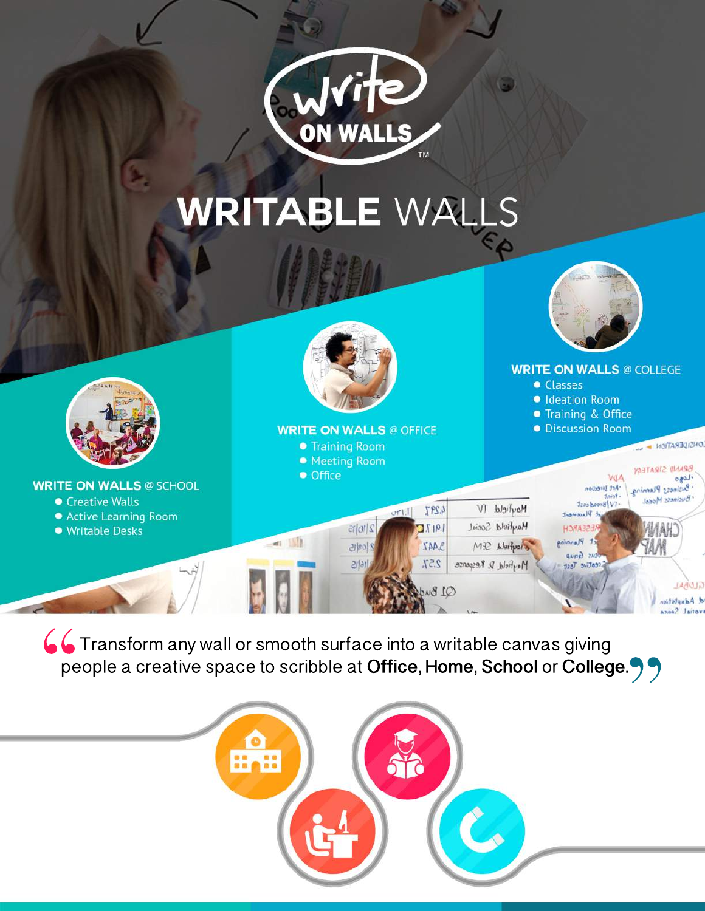# Write ON WALLS™

# WRITABLE WALLS

### WRITE ON WALLS @ SCHOOL

- Creative Walls
- Active Learning Room
- Writable Desks

### WRITE ON WALLS @ OFFICE

- Training Room
- Meeting Room
- Office

### WRITE ON WALLS @ COLLEGE

- Classes
- Ideation Room
- Training & Office
- Discussion Room

> Transform any wall or smooth surface into a writable canvas giving people a creative space to scribble at **Office**, **Home**, **School** or **College**.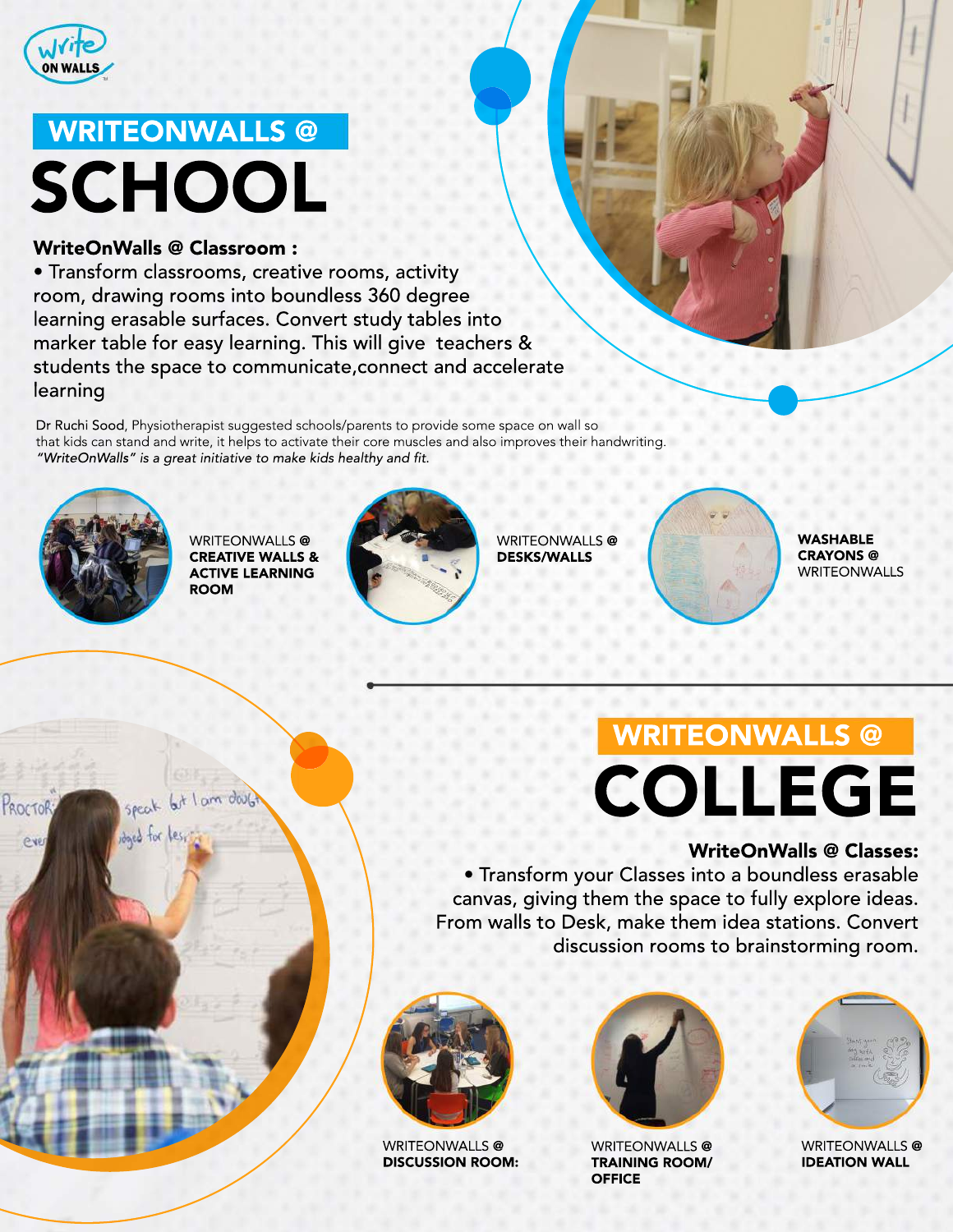# WRITEONWALLS @ SCHOOL

**WriteOnWalls @ Classroom :**

• Transform classrooms, creative rooms, activity room, drawing rooms into boundless 360 degree learning erasable surfaces. Convert study tables into marker table for easy learning. This will give teachers & students the space to communicate,connect and accelerate learning

Dr Ruchi Sood, Physiotherapist suggested schools/parents to provide some space on wall so that kids can stand and write, it helps to activate their core muscles and also improves their handwriting. *"WriteOnWalls" is a great initiative to make kids healthy and fit.*

WRITEONWALLS @ **CREATIVE WALLS & ACTIVE LEARNING ROOM**

WRITEONWALLS @ **DESKS/WALLS**

**WASHABLE CRAYONS @** WRITEONWALLS

# WRITEONWALLS @ COLLEGE

**WriteOnWalls @ Classes:**

• Transform your Classes into a boundless erasable canvas, giving them the space to fully explore ideas. From walls to Desk, make them idea stations. Convert discussion rooms to brainstorming room.

WRITEONWALLS @ **DISCUSSION ROOM:**

WRITEONWALLS @ **TRAINING ROOM/ OFFICE**

WRITEONWALLS @ **IDEATION WALL**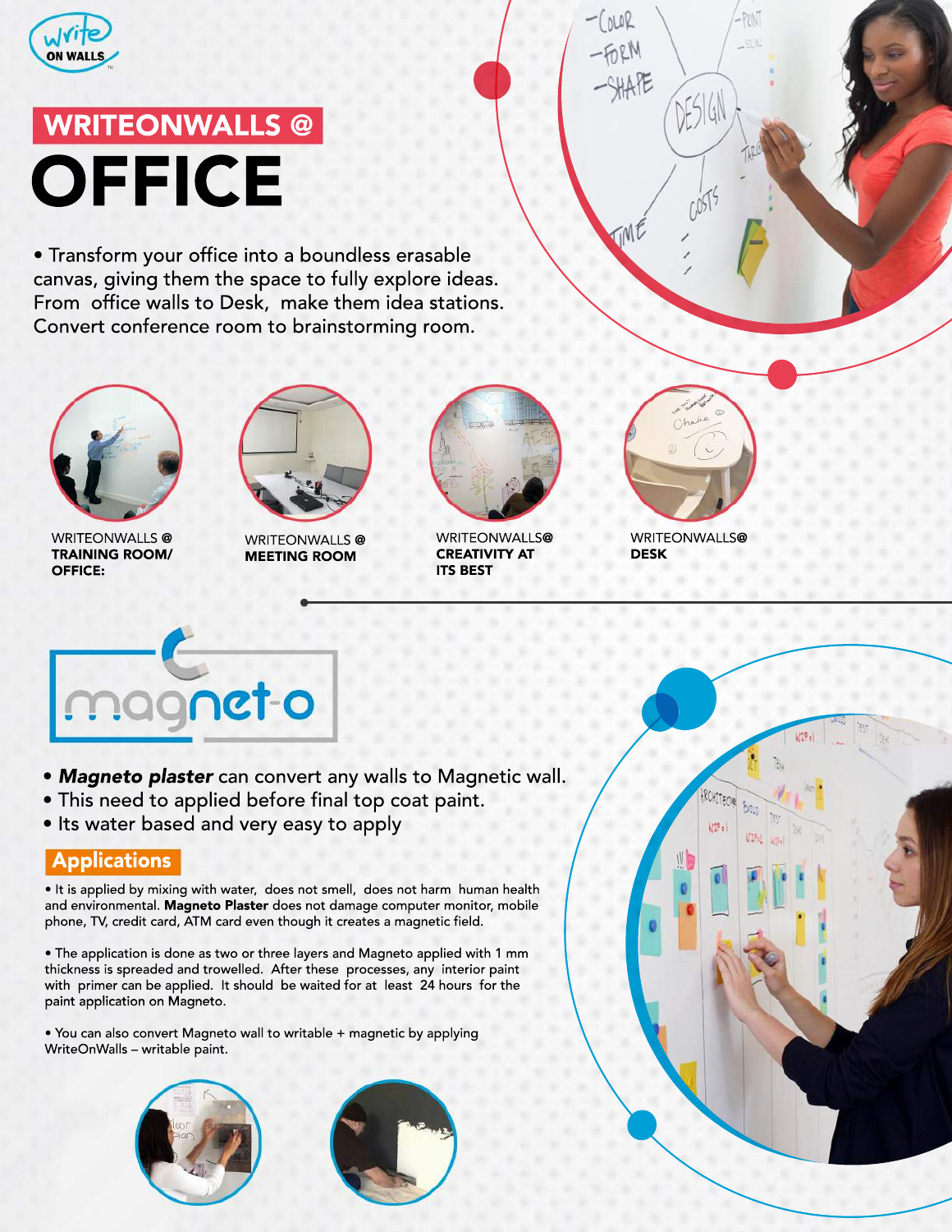# WRITEONWALLS @ OFFICE

• Transform your office into a boundless erasable canvas, giving them the space to fully explore ideas. From office walls to Desk, make them idea stations. Convert conference room to brainstorming room.

WRITEONWALLS @ **TRAINING ROOM/ OFFICE:**

WRITEONWALLS @ **MEETING ROOM**

WRITEONWALLS@ **CREATIVITY AT ITS BEST**

WRITEONWALLS@ **DESK**

## magnet-o

- ***Magneto plaster*** can convert any walls to Magnetic wall.
- This need to applied before final top coat paint.
- Its water based and very easy to apply

### Applications

• It is applied by mixing with water, does not smell, does not harm human health and environmental. **Magneto Plaster** does not damage computer monitor, mobile phone, TV, credit card, ATM card even though it creates a magnetic field.

• The application is done as two or three layers and Magneto applied with 1 mm thickness is spreaded and trowelled. After these processes, any interior paint with primer can be applied. It should be waited for at least 24 hours for the paint application on Magneto.

• You can also convert Magneto wall to writable + magnetic by applying WriteOnWalls – writable paint.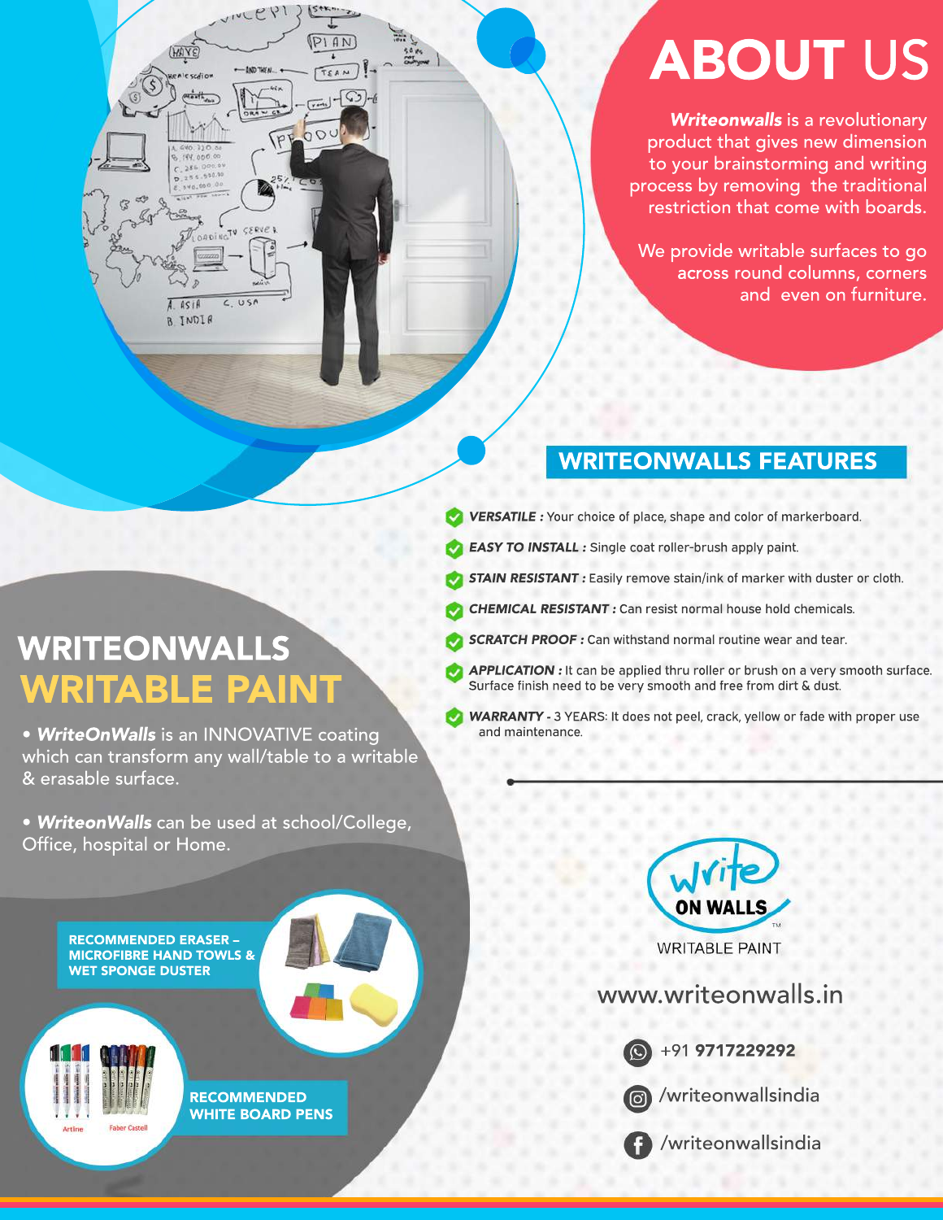# ABOUT US

***Writeonwalls*** is a revolutionary product that gives new dimension to your brainstorming and writing process by removing the traditional restriction that come with boards.

We provide writable surfaces to go across round columns, corners and even on furniture.

## WRITEONWALLS FEATURES

- ***VERSATILE :*** Your choice of place, shape and color of markerboard.
- ***EASY TO INSTALL :*** Single coat roller-brush apply paint.
- ***STAIN RESISTANT :*** Easily remove stain/ink of marker with duster or cloth.
- ***CHEMICAL RESISTANT :*** Can resist normal house hold chemicals.
- ***SCRATCH PROOF :*** Can withstand normal routine wear and tear.
- ***APPLICATION :*** It can be applied thru roller or brush on a very smooth surface. Surface finish need to be very smooth and free from dirt & dust.
- ***WARRANTY*** - 3 YEARS: It does not peel, crack, yellow or fade with proper use and maintenance.

## WRITEONWALLS WRITABLE PAINT

- ***WriteOnWalls*** is an INNOVATIVE coating which can transform any wall/table to a writable & erasable surface.
- ***WriteonWalls*** can be used at school/College, Office, hospital or Home.

**RECOMMENDED ERASER – MICROFIBRE HAND TOWLS & WET SPONGE DUSTER**

**RECOMMENDED WHITE BOARD PENS**

Artline

Faber Castell

Write ON WALLS™

WRITABLE PAINT

www.writeonwalls.in

+91 **9717229292**

/writeonwallsindia

/writeonwallsindia